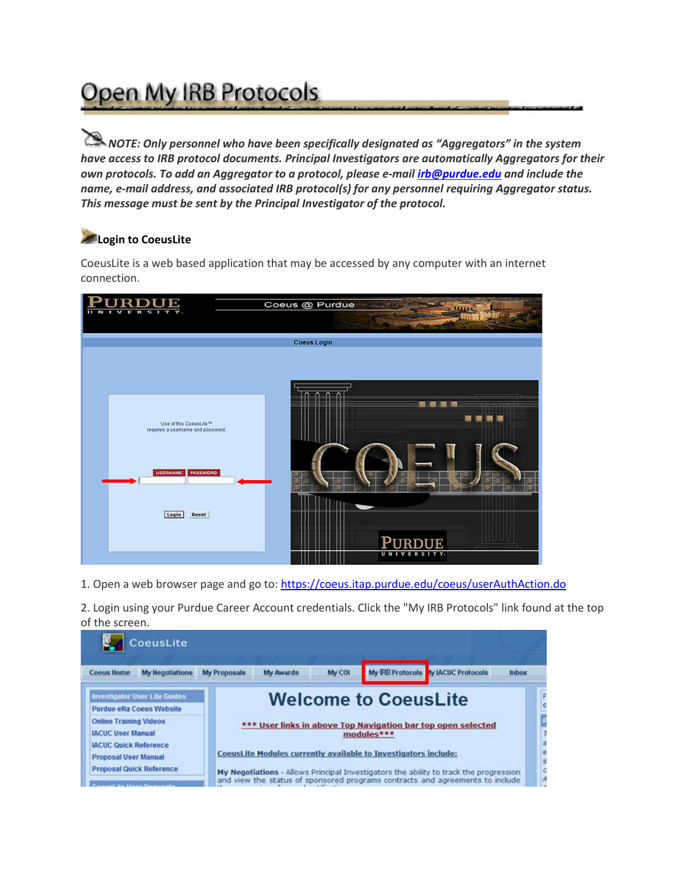# Open My IRB Protocols

*NOTE: Only personnel who have been specifically designated as "Aggregators" in the system have access to IRB protocol documents. Principal Investigators are automatically Aggregators for their own protocols. To add an Aggregator to a protocol, please e-mail [irb@purdue.edu](mailto:irb@purdue.edu) and include the name, e-mail address, and associated IRB protocol(s) for any personnel requiring Aggregator status. This message must be sent by the Principal Investigator of the protocol.*

**Login to CoeusLite**

CoeusLite is a web based application that may be accessed by any computer with an internet connection.

1. Open a web browser page and go to: https://coeus.itap.purdue.edu/coeus/userAuthAction.do

2. Login using your Purdue Career Account credentials. Click the "My IRB Protocols" link found at the top of the screen.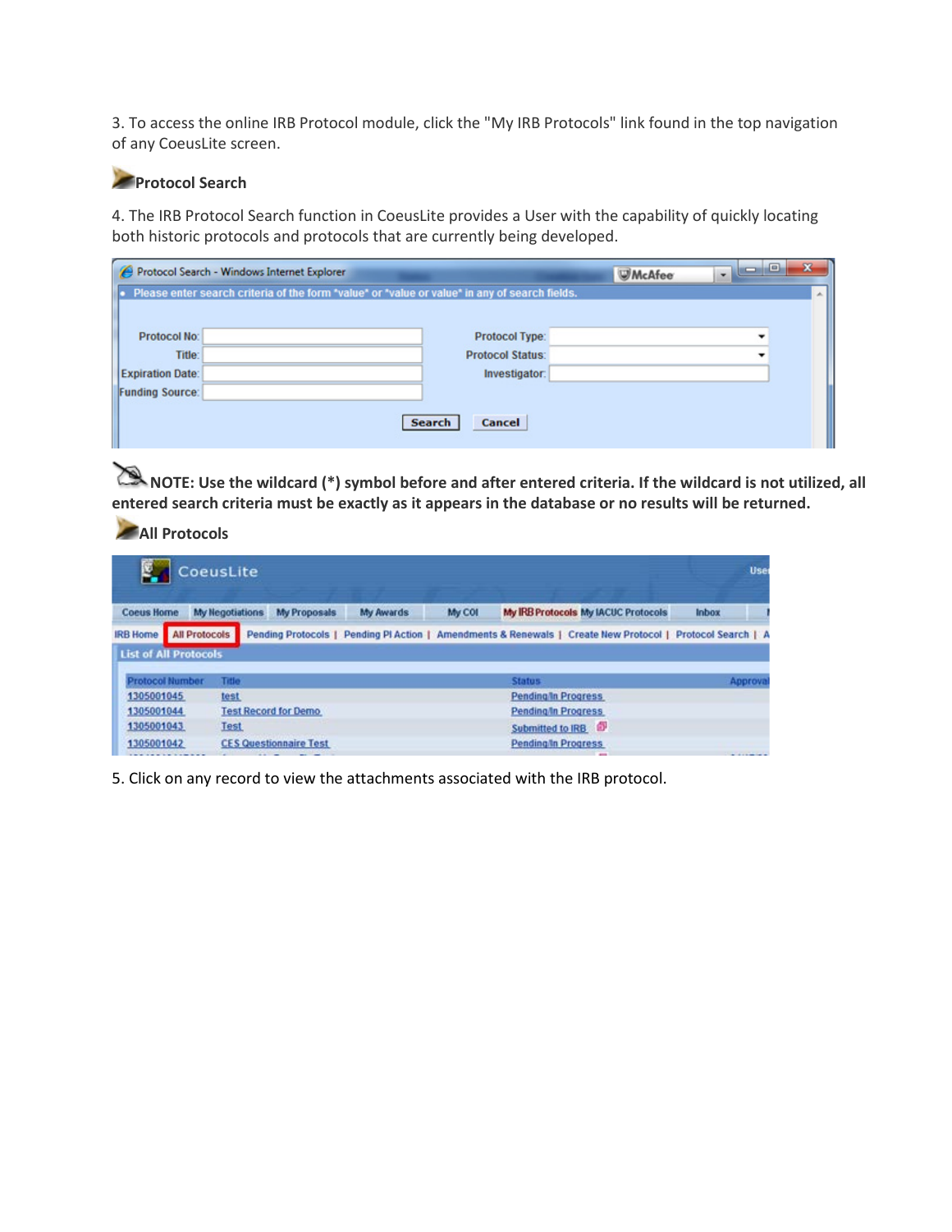3. To access the online IRB Protocol module, click the "My IRB Protocols" link found in the top navigation of any CoeusLite screen.

## Protocol Search

4. The IRB Protocol Search function in CoeusLite provides a User with the capability of quickly locating both historic protocols and protocols that are currently being developed.

**NOTE: Use the wildcard (*) symbol before and after entered criteria. If the wildcard is not utilized, all entered search criteria must be exactly as it appears in the database or no results will be returned.**

## All Protocols

5. Click on any record to view the attachments associated with the IRB protocol.